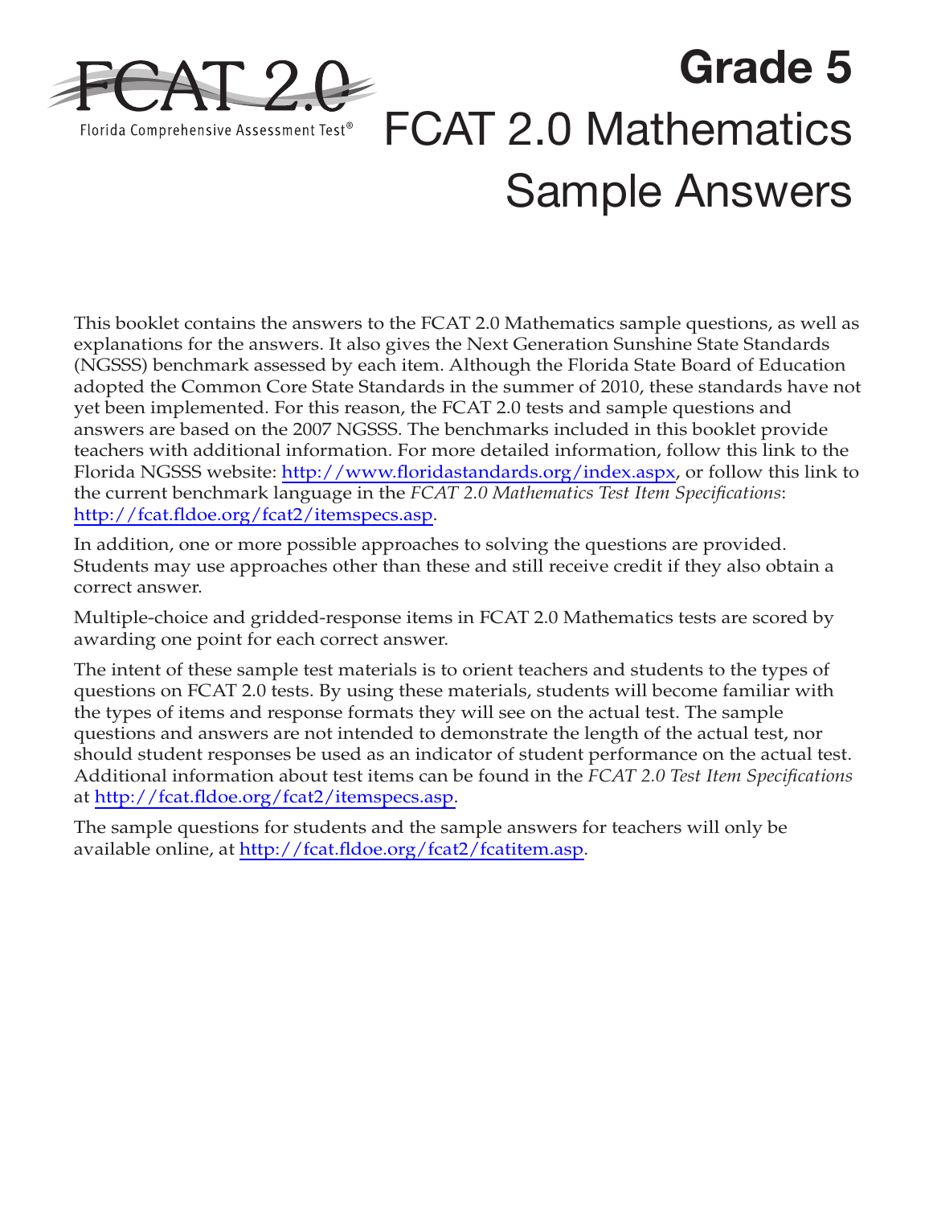FCAT 2.0

Florida Comprehensive Assessment Test®

# Grade 5

# FCAT 2.0 Mathematics Sample Answers

This booklet contains the answers to the FCAT 2.0 Mathematics sample questions, as well as explanations for the answers. It also gives the Next Generation Sunshine State Standards (NGSSS) benchmark assessed by each item. Although the Florida State Board of Education adopted the Common Core State Standards in the summer of 2010, these standards have not yet been implemented. For this reason, the FCAT 2.0 tests and sample questions and answers are based on the 2007 NGSSS. The benchmarks included in this booklet provide teachers with additional information. For more detailed information, follow this link to the Florida NGSSS website: http://www.floridastandards.org/index.aspx, or follow this link to the current benchmark language in the *FCAT 2.0 Mathematics Test Item Specifications*: http://fcat.fldoe.org/fcat2/itemspecs.asp.

In addition, one or more possible approaches to solving the questions are provided. Students may use approaches other than these and still receive credit if they also obtain a correct answer.

Multiple-choice and gridded-response items in FCAT 2.0 Mathematics tests are scored by awarding one point for each correct answer.

The intent of these sample test materials is to orient teachers and students to the types of questions on FCAT 2.0 tests. By using these materials, students will become familiar with the types of items and response formats they will see on the actual test. The sample questions and answers are not intended to demonstrate the length of the actual test, nor should student responses be used as an indicator of student performance on the actual test. Additional information about test items can be found in the *FCAT 2.0 Test Item Specifications* at http://fcat.fldoe.org/fcat2/itemspecs.asp.

The sample questions for students and the sample answers for teachers will only be available online, at http://fcat.fldoe.org/fcat2/fcatitem.asp.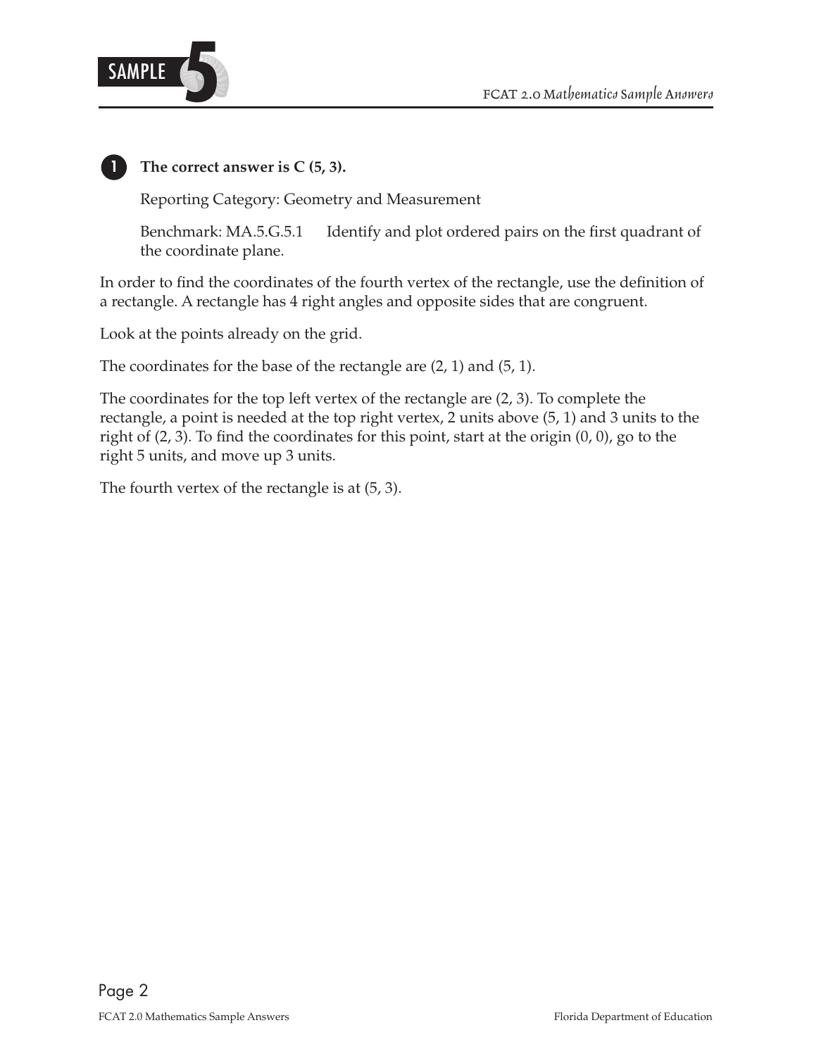**1 The correct answer is C (5, 3).**

Reporting Category: Geometry and Measurement

Benchmark: MA.5.G.5.1 Identify and plot ordered pairs on the first quadrant of the coordinate plane.

In order to find the coordinates of the fourth vertex of the rectangle, use the definition of a rectangle. A rectangle has 4 right angles and opposite sides that are congruent.

Look at the points already on the grid.

The coordinates for the base of the rectangle are (2, 1) and (5, 1).

The coordinates for the top left vertex of the rectangle are (2, 3). To complete the rectangle, a point is needed at the top right vertex, 2 units above (5, 1) and 3 units to the right of (2, 3). To find the coordinates for this point, start at the origin (0, 0), go to the right 5 units, and move up 3 units.

The fourth vertex of the rectangle is at (5, 3).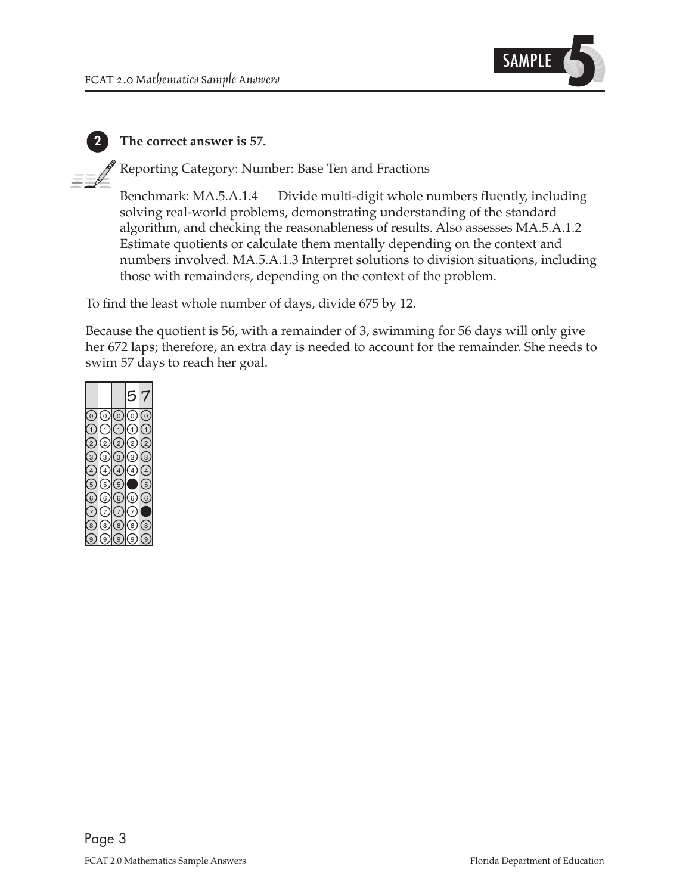**2** **The correct answer is 57.**

Reporting Category: Number: Base Ten and Fractions

Benchmark: MA.5.A.1.4 Divide multi-digit whole numbers fluently, including solving real-world problems, demonstrating understanding of the standard algorithm, and checking the reasonableness of results. Also assesses MA.5.A.1.2 Estimate quotients or calculate them mentally depending on the context and numbers involved. MA.5.A.1.3 Interpret solutions to division situations, including those with remainders, depending on the context of the problem.

To find the least whole number of days, divide 675 by 12.

Because the quotient is 56, with a remainder of 3, swimming for 56 days will only give her 672 laps; therefore, an extra day is needed to account for the remainder. She needs to swim 57 days to reach her goal.

| | | | 5 | 7 |
|---|---|---|---|---|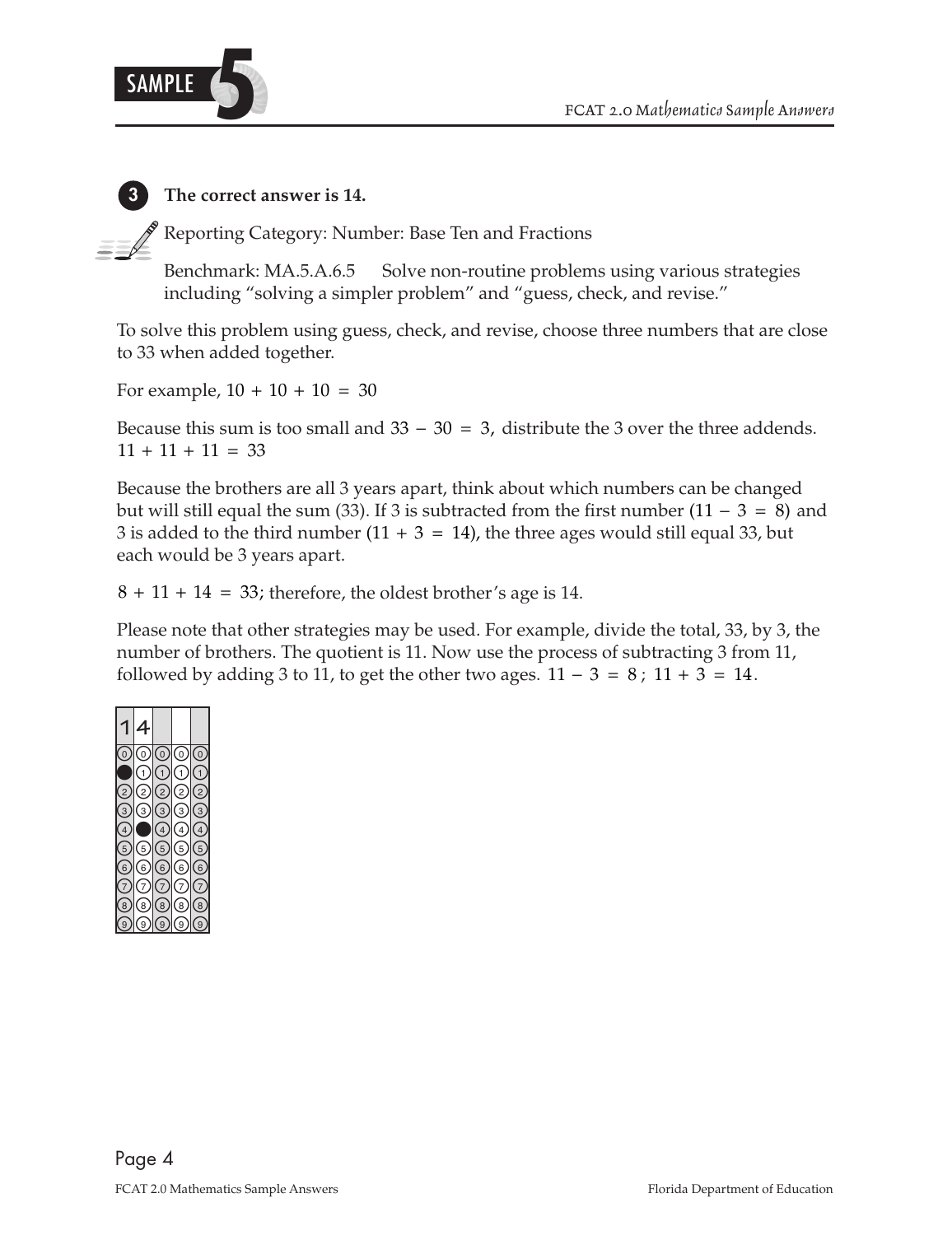**3** **The correct answer is 14.**

Reporting Category: Number: Base Ten and Fractions

Benchmark: MA.5.A.6.5 Solve non-routine problems using various strategies including "solving a simpler problem" and "guess, check, and revise."

To solve this problem using guess, check, and revise, choose three numbers that are close to 33 when added together.

For example, $10 + 10 + 10 = 30$

Because this sum is too small and $33 - 30 = 3$, distribute the 3 over the three addends. $11 + 11 + 11 = 33$

Because the brothers are all 3 years apart, think about which numbers can be changed but will still equal the sum (33). If 3 is subtracted from the first number ($11 - 3 = 8$) and 3 is added to the third number ($11 + 3 = 14$), the three ages would still equal 33, but each would be 3 years apart.

$8 + 11 + 14 = 33$; therefore, the oldest brother's age is 14.

Please note that other strategies may be used. For example, divide the total, 33, by 3, the number of brothers. The quotient is 11. Now use the process of subtracting 3 from 11, followed by adding 3 to 11, to get the other two ages. $11 - 3 = 8$; $11 + 3 = 14$.

| 1 | 4 | | | |
|---|---|---|---|---|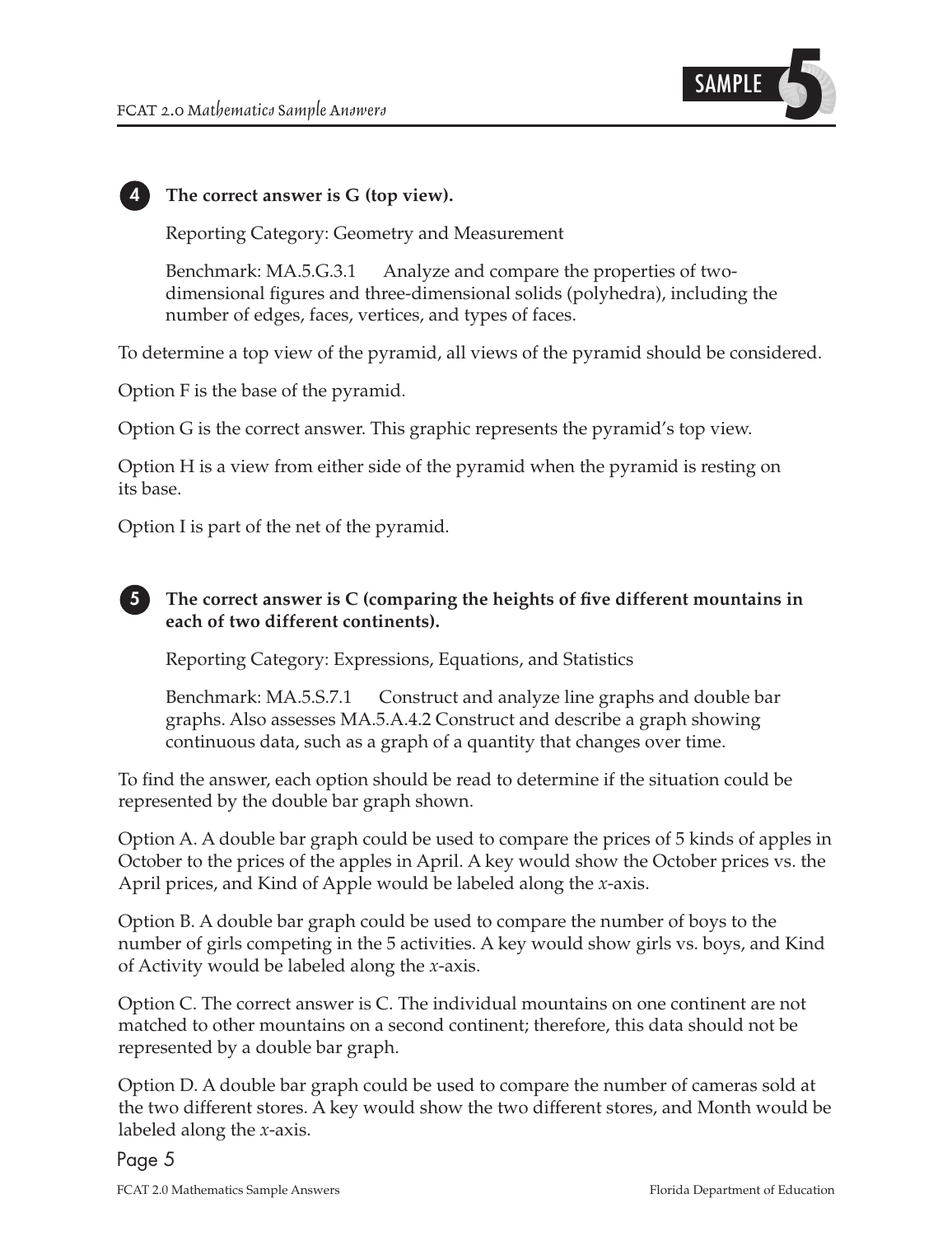**4** **The correct answer is G (top view).**

Reporting Category: Geometry and Measurement

Benchmark: MA.5.G.3.1 Analyze and compare the properties of two-dimensional figures and three-dimensional solids (polyhedra), including the number of edges, faces, vertices, and types of faces.

To determine a top view of the pyramid, all views of the pyramid should be considered.

Option F is the base of the pyramid.

Option G is the correct answer. This graphic represents the pyramid's top view.

Option H is a view from either side of the pyramid when the pyramid is resting on its base.

Option I is part of the net of the pyramid.

**5** **The correct answer is C (comparing the heights of five different mountains in each of two different continents).**

Reporting Category: Expressions, Equations, and Statistics

Benchmark: MA.5.S.7.1 Construct and analyze line graphs and double bar graphs. Also assesses MA.5.A.4.2 Construct and describe a graph showing continuous data, such as a graph of a quantity that changes over time.

To find the answer, each option should be read to determine if the situation could be represented by the double bar graph shown.

Option A. A double bar graph could be used to compare the prices of 5 kinds of apples in October to the prices of the apples in April. A key would show the October prices vs. the April prices, and Kind of Apple would be labeled along the *x*-axis.

Option B. A double bar graph could be used to compare the number of boys to the number of girls competing in the 5 activities. A key would show girls vs. boys, and Kind of Activity would be labeled along the *x*-axis.

Option C. The correct answer is C. The individual mountains on one continent are not matched to other mountains on a second continent; therefore, this data should not be represented by a double bar graph.

Option D. A double bar graph could be used to compare the number of cameras sold at the two different stores. A key would show the two different stores, and Month would be labeled along the *x*-axis.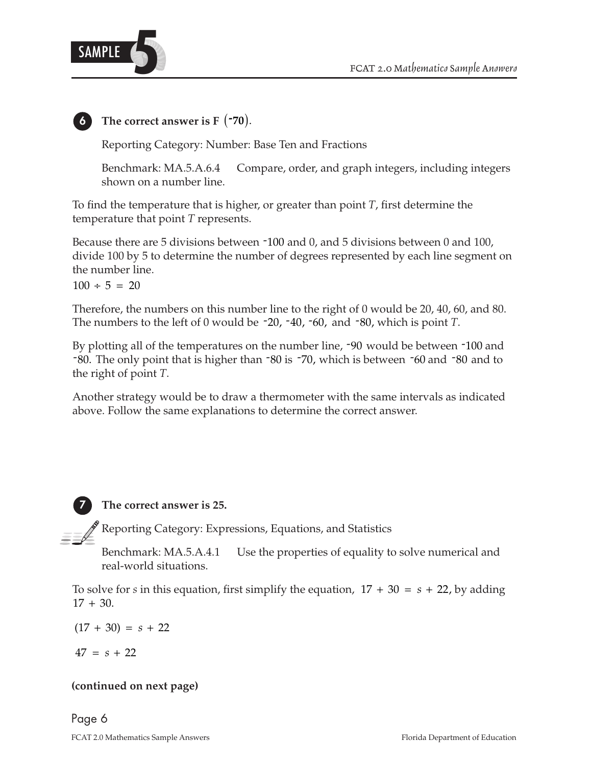**6** **The correct answer is F $(^-70)$.**

Reporting Category: Number: Base Ten and Fractions

Benchmark: MA.5.A.6.4 Compare, order, and graph integers, including integers shown on a number line.

To find the temperature that is higher, or greater than point *T*, first determine the temperature that point *T* represents.

Because there are 5 divisions between $^-100$ and 0, and 5 divisions between 0 and 100, divide 100 by 5 to determine the number of degrees represented by each line segment on the number line.

$100 \div 5 = 20$

Therefore, the numbers on this number line to the right of 0 would be 20, 40, 60, and 80. The numbers to the left of 0 would be $^-20$, $^-40$, $^-60$, and $^-80$, which is point *T*.

By plotting all of the temperatures on the number line, $^-90$ would be between $^-100$ and $^-80$. The only point that is higher than $^-80$ is $^-70$, which is between $^-60$ and $^-80$ and to the right of point *T*.

Another strategy would be to draw a thermometer with the same intervals as indicated above. Follow the same explanations to determine the correct answer.

**7** **The correct answer is 25.**

Reporting Category: Expressions, Equations, and Statistics

Benchmark: MA.5.A.4.1 Use the properties of equality to solve numerical and real-world situations.

To solve for *s* in this equation, first simplify the equation, $17 + 30 = s + 22$, by adding $17 + 30$.

$(17 + 30) = s + 22$

$47 = s + 22$

**(continued on next page)**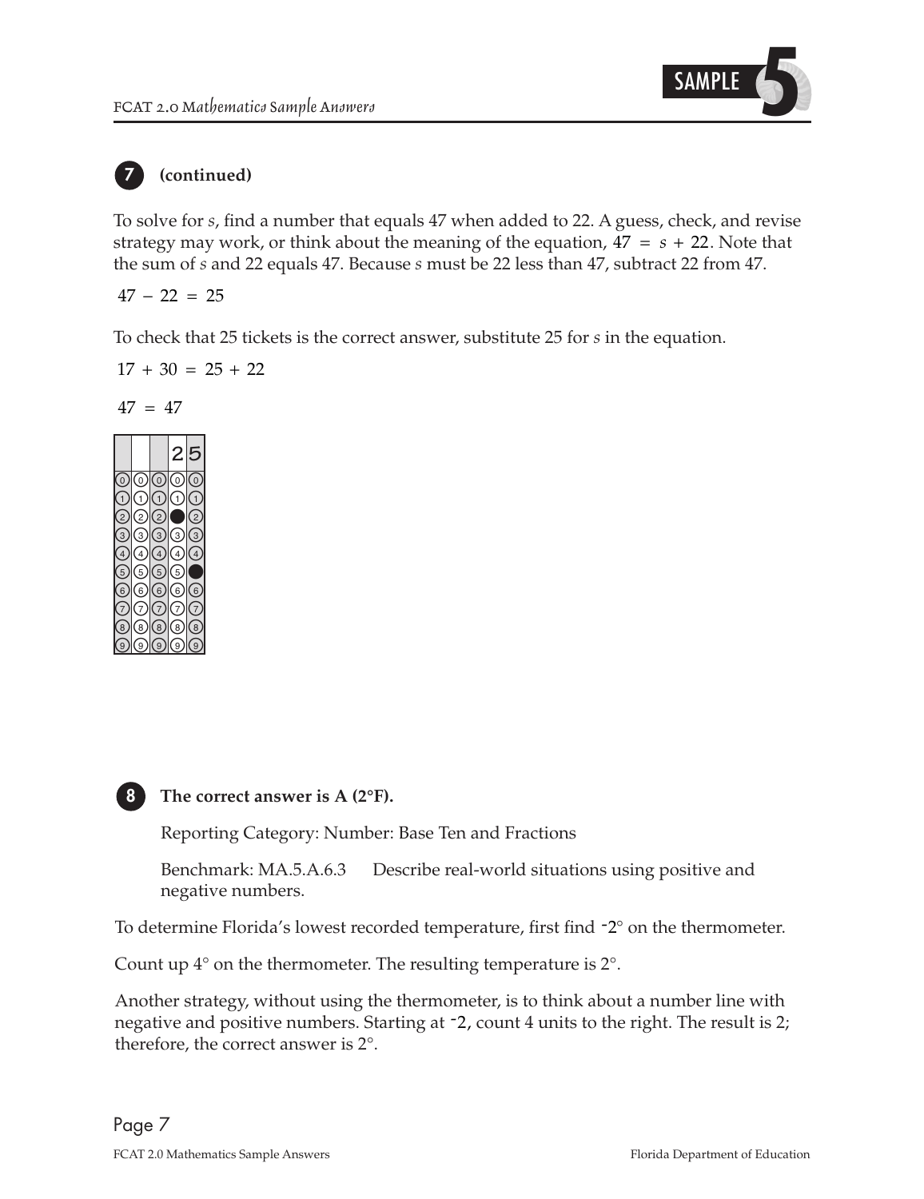**7 (continued)**

To solve for $s$, find a number that equals 47 when added to 22. A guess, check, and revise strategy may work, or think about the meaning of the equation, $47 = s + 22$. Note that the sum of $s$ and 22 equals 47. Because $s$ must be 22 less than 47, subtract 22 from 47.

$47 - 22 = 25$

To check that 25 tickets is the correct answer, substitute 25 for $s$ in the equation.

$17 + 30 = 25 + 22$

$47 = 47$

| | | | 2 | 5 |
|---|---|---|---|---|

**8 The correct answer is A (2°F).**

Reporting Category: Number: Base Ten and Fractions

Benchmark: MA.5.A.6.3 Describe real-world situations using positive and negative numbers.

To determine Florida's lowest recorded temperature, first find $^-2°$ on the thermometer.

Count up 4° on the thermometer. The resulting temperature is 2°.

Another strategy, without using the thermometer, is to think about a number line with negative and positive numbers. Starting at $^-2$, count 4 units to the right. The result is 2; therefore, the correct answer is 2°.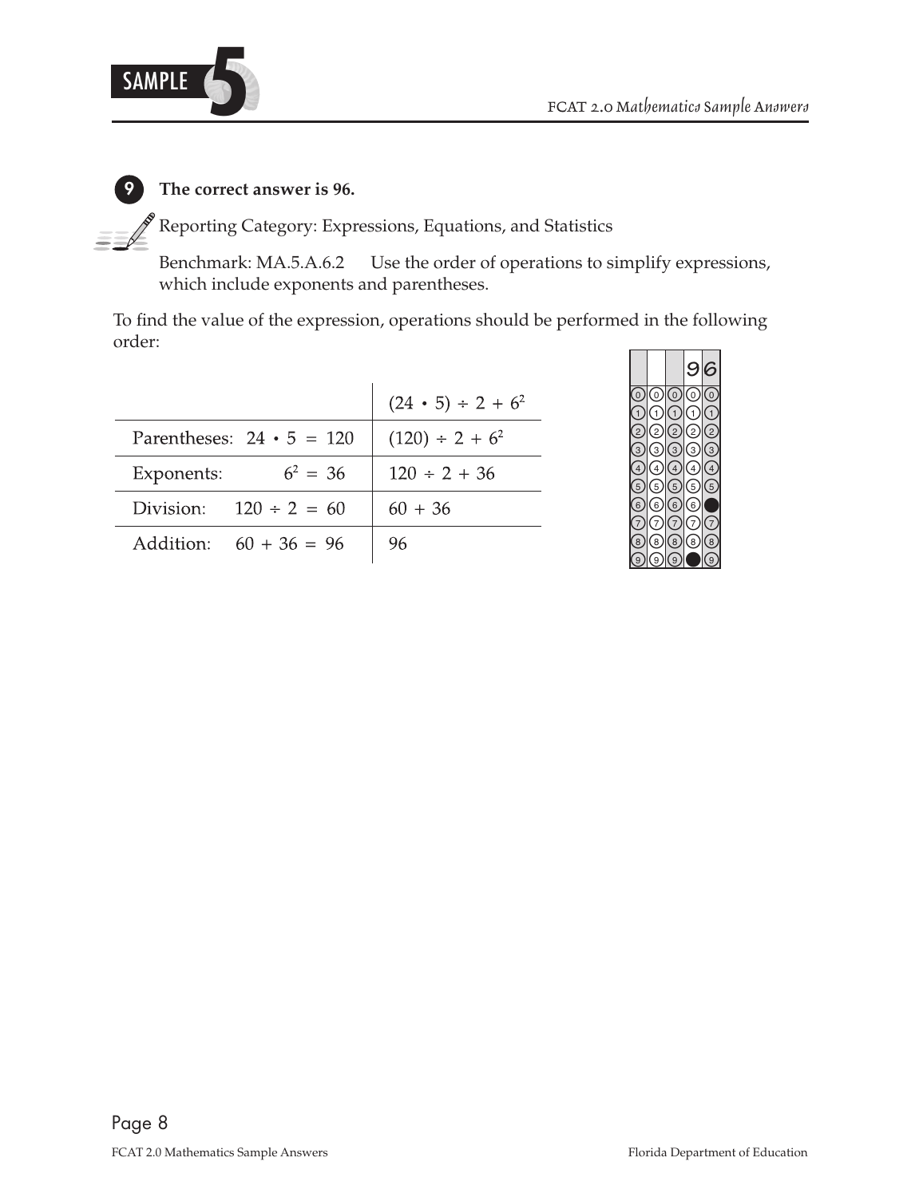**9** **The correct answer is 96.**

Reporting Category: Expressions, Equations, and Statistics

Benchmark: MA.5.A.6.2 Use the order of operations to simplify expressions, which include exponents and parentheses.

To find the value of the expression, operations should be performed in the following order:

| | $(24 \cdot 5) \div 2 + 6^2$ |
|---|---|
| Parentheses: $24 \cdot 5 = 120$ | $(120) \div 2 + 6^2$ |
| Exponents: $6^2 = 36$ | $120 \div 2 + 36$ |
| Division: $120 \div 2 = 60$ | $60 + 36$ |
| Addition: $60 + 36 = 96$ | $96$ |

| | | | 9 | 6 |
|---|---|---|---|---|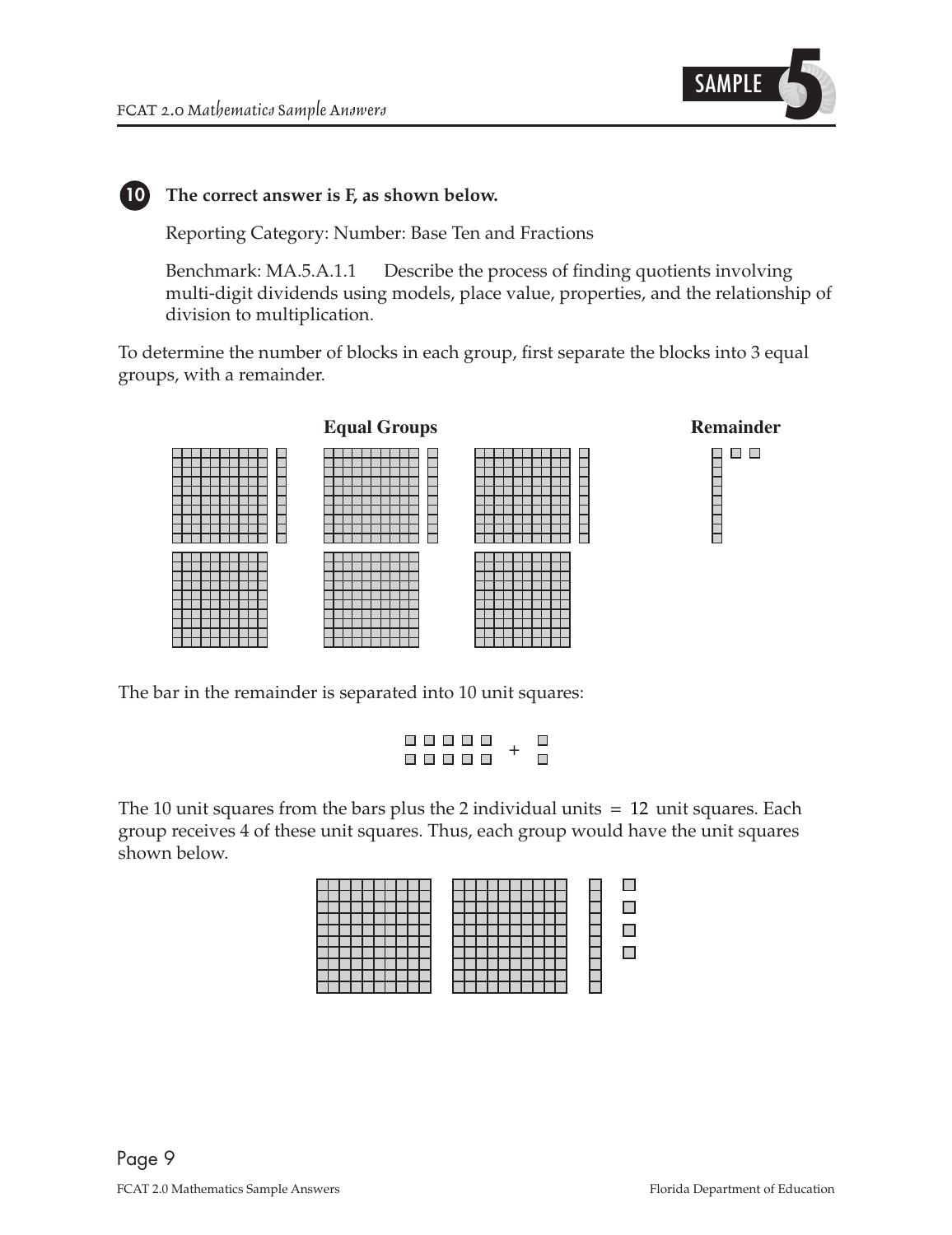**10** **The correct answer is F, as shown below.**

Reporting Category: Number: Base Ten and Fractions

Benchmark: MA.5.A.1.1 Describe the process of finding quotients involving multi-digit dividends using models, place value, properties, and the relationship of division to multiplication.

To determine the number of blocks in each group, first separate the blocks into 3 equal groups, with a remainder.

**Equal Groups** **Remainder**

The bar in the remainder is separated into 10 unit squares:

The 10 unit squares from the bars plus the 2 individual units = 12 unit squares. Each group receives 4 of these unit squares. Thus, each group would have the unit squares shown below.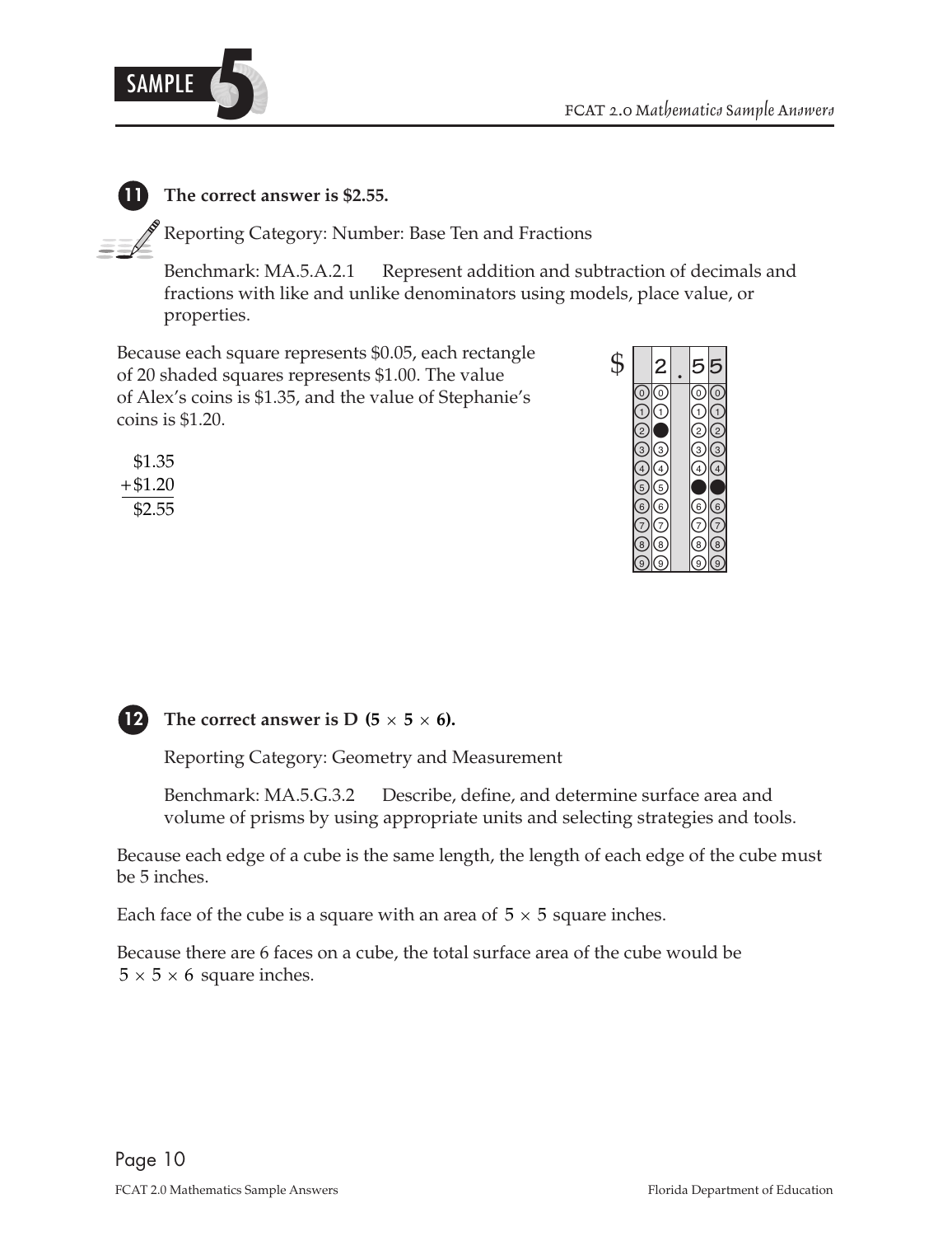**11 The correct answer is \$2.55.**

Reporting Category: Number: Base Ten and Fractions

Benchmark: MA.5.A.2.1 Represent addition and subtraction of decimals and fractions with like and unlike denominators using models, place value, or properties.

Because each square represents \$0.05, each rectangle of 20 shaded squares represents \$1.00. The value of Alex's coins is \$1.35, and the value of Stephanie's coins is \$1.20.

$$\begin{array}{r} \$1.35 \\ +\$1.20 \\ \hline \$2.55 \end{array}$$

\$ 2.55

**12 The correct answer is D ($5 \times 5 \times 6$).**

Reporting Category: Geometry and Measurement

Benchmark: MA.5.G.3.2 Describe, define, and determine surface area and volume of prisms by using appropriate units and selecting strategies and tools.

Because each edge of a cube is the same length, the length of each edge of the cube must be 5 inches.

Each face of the cube is a square with an area of $5 \times 5$ square inches.

Because there are 6 faces on a cube, the total surface area of the cube would be $5 \times 5 \times 6$ square inches.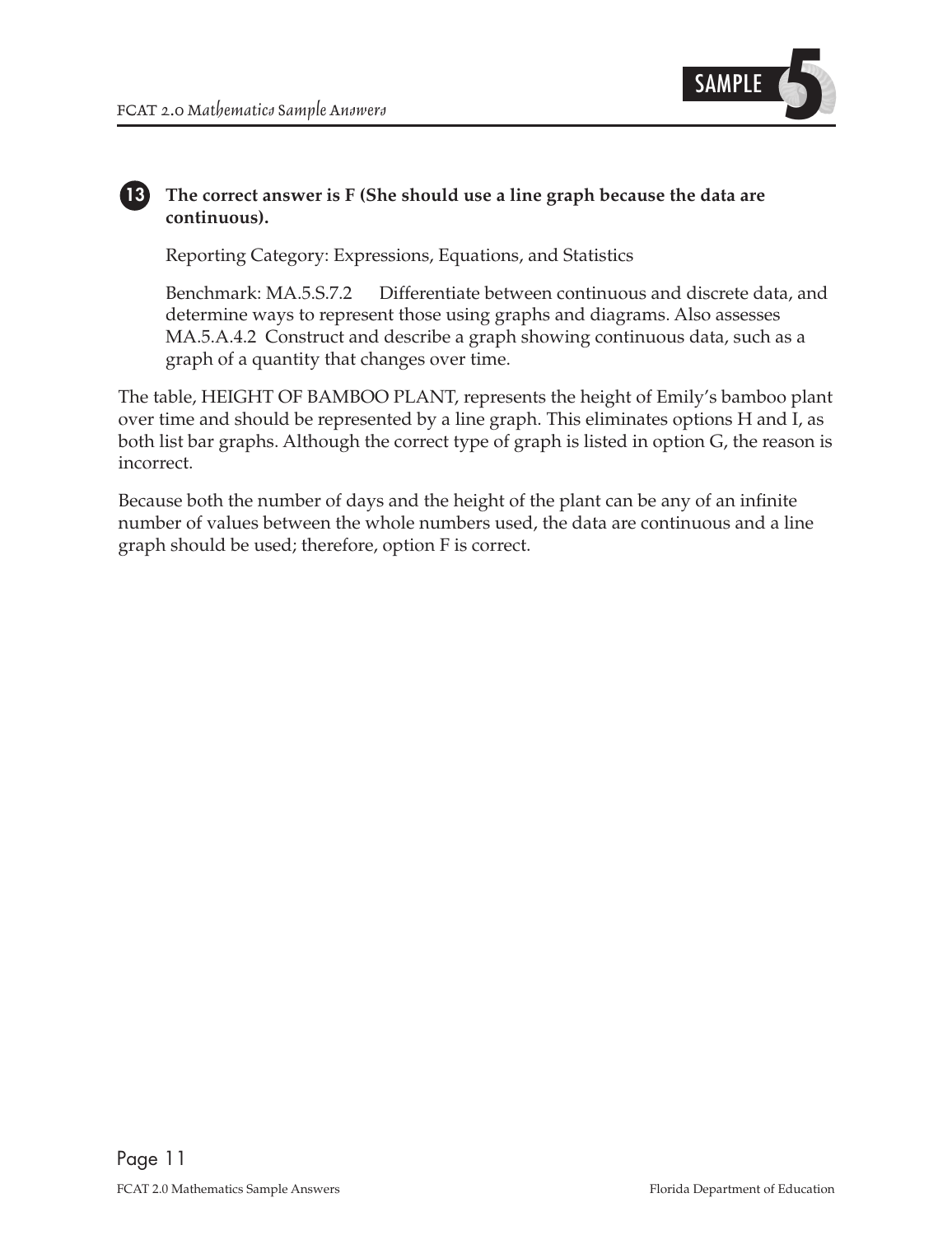**13** **The correct answer is F (She should use a line graph because the data are continuous).**

Reporting Category: Expressions, Equations, and Statistics

Benchmark: MA.5.S.7.2 Differentiate between continuous and discrete data, and determine ways to represent those using graphs and diagrams. Also assesses MA.5.A.4.2 Construct and describe a graph showing continuous data, such as a graph of a quantity that changes over time.

The table, HEIGHT OF BAMBOO PLANT, represents the height of Emily's bamboo plant over time and should be represented by a line graph. This eliminates options H and I, as both list bar graphs. Although the correct type of graph is listed in option G, the reason is incorrect.

Because both the number of days and the height of the plant can be any of an infinite number of values between the whole numbers used, the data are continuous and a line graph should be used; therefore, option F is correct.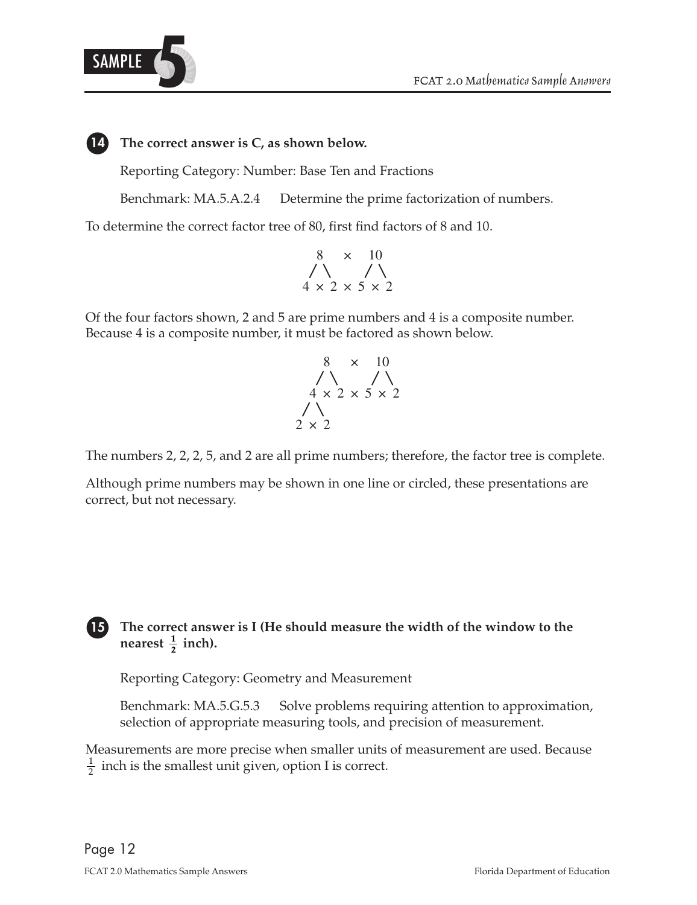**14** **The correct answer is C, as shown below.**

Reporting Category: Number: Base Ten and Fractions

Benchmark: MA.5.A.2.4 Determine the prime factorization of numbers.

To determine the correct factor tree of 80, first find factors of 8 and 10.

```
  8    ×   10
 / \       / \
4 × 2  ×  5 × 2
```

Of the four factors shown, 2 and 5 are prime numbers and 4 is a composite number. Because 4 is a composite number, it must be factored as shown below.

```
    8    ×   10
   / \       / \
  4 × 2  ×  5 × 2
 / \
2 × 2
```

The numbers 2, 2, 2, 5, and 2 are all prime numbers; therefore, the factor tree is complete.

Although prime numbers may be shown in one line or circled, these presentations are correct, but not necessary.

**15** **The correct answer is I (He should measure the width of the window to the nearest $\frac{1}{2}$ inch).**

Reporting Category: Geometry and Measurement

Benchmark: MA.5.G.5.3 Solve problems requiring attention to approximation, selection of appropriate measuring tools, and precision of measurement.

Measurements are more precise when smaller units of measurement are used. Because $\frac{1}{2}$ inch is the smallest unit given, option I is correct.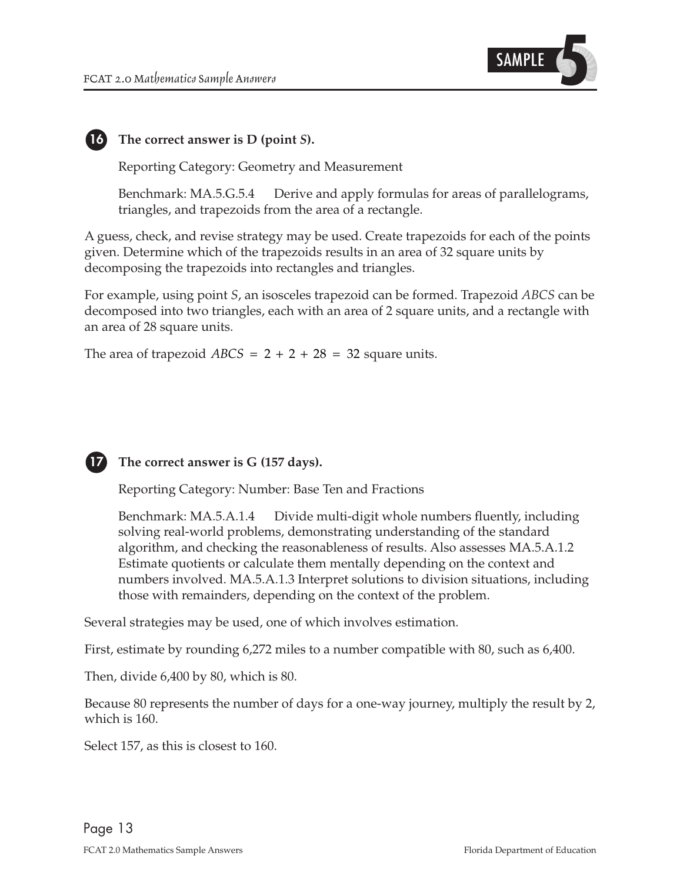**16** **The correct answer is D (point *S*).**

Reporting Category: Geometry and Measurement

Benchmark: MA.5.G.5.4 Derive and apply formulas for areas of parallelograms, triangles, and trapezoids from the area of a rectangle.

A guess, check, and revise strategy may be used. Create trapezoids for each of the points given. Determine which of the trapezoids results in an area of 32 square units by decomposing the trapezoids into rectangles and triangles.

For example, using point *S*, an isosceles trapezoid can be formed. Trapezoid *ABCS* can be decomposed into two triangles, each with an area of 2 square units, and a rectangle with an area of 28 square units.

The area of trapezoid $ABCS = 2 + 2 + 28 = 32$ square units.

**17** **The correct answer is G (157 days).**

Reporting Category: Number: Base Ten and Fractions

Benchmark: MA.5.A.1.4 Divide multi-digit whole numbers fluently, including solving real-world problems, demonstrating understanding of the standard algorithm, and checking the reasonableness of results. Also assesses MA.5.A.1.2 Estimate quotients or calculate them mentally depending on the context and numbers involved. MA.5.A.1.3 Interpret solutions to division situations, including those with remainders, depending on the context of the problem.

Several strategies may be used, one of which involves estimation.

First, estimate by rounding 6,272 miles to a number compatible with 80, such as 6,400.

Then, divide 6,400 by 80, which is 80.

Because 80 represents the number of days for a one-way journey, multiply the result by 2, which is 160.

Select 157, as this is closest to 160.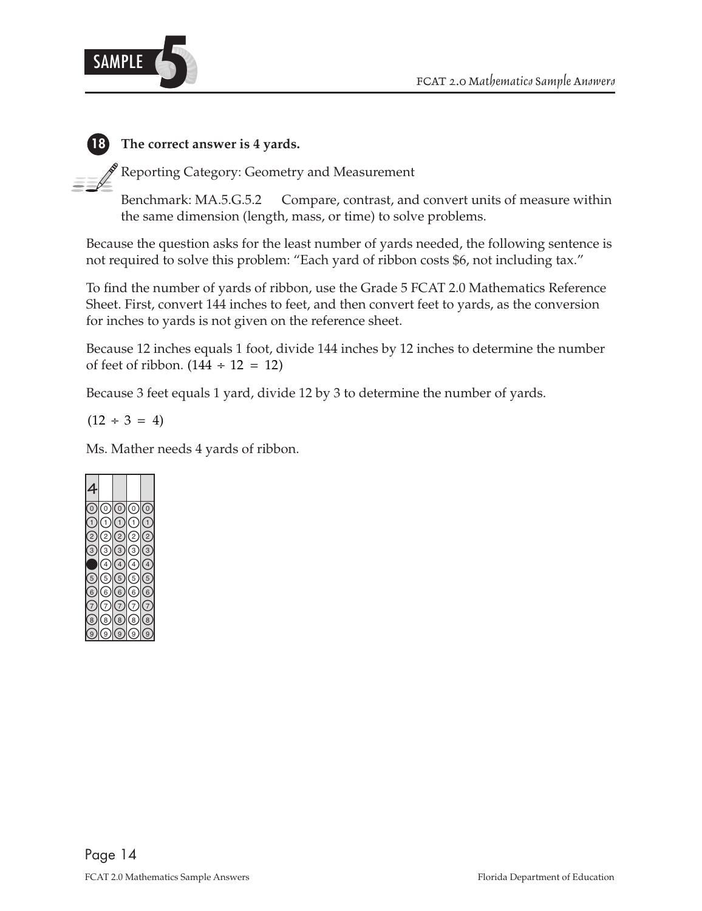**18 The correct answer is 4 yards.**

Reporting Category: Geometry and Measurement

Benchmark: MA.5.G.5.2 Compare, contrast, and convert units of measure within the same dimension (length, mass, or time) to solve problems.

Because the question asks for the least number of yards needed, the following sentence is not required to solve this problem: "Each yard of ribbon costs $6, not including tax."

To find the number of yards of ribbon, use the Grade 5 FCAT 2.0 Mathematics Reference Sheet. First, convert 144 inches to feet, and then convert feet to yards, as the conversion for inches to yards is not given on the reference sheet.

Because 12 inches equals 1 foot, divide 144 inches by 12 inches to determine the number of feet of ribbon. ($144 \div 12 = 12$)

Because 3 feet equals 1 yard, divide 12 by 3 to determine the number of yards.

($12 \div 3 = 4$)

Ms. Mather needs 4 yards of ribbon.

| 4 | | | | |
|---|---|---|---|---|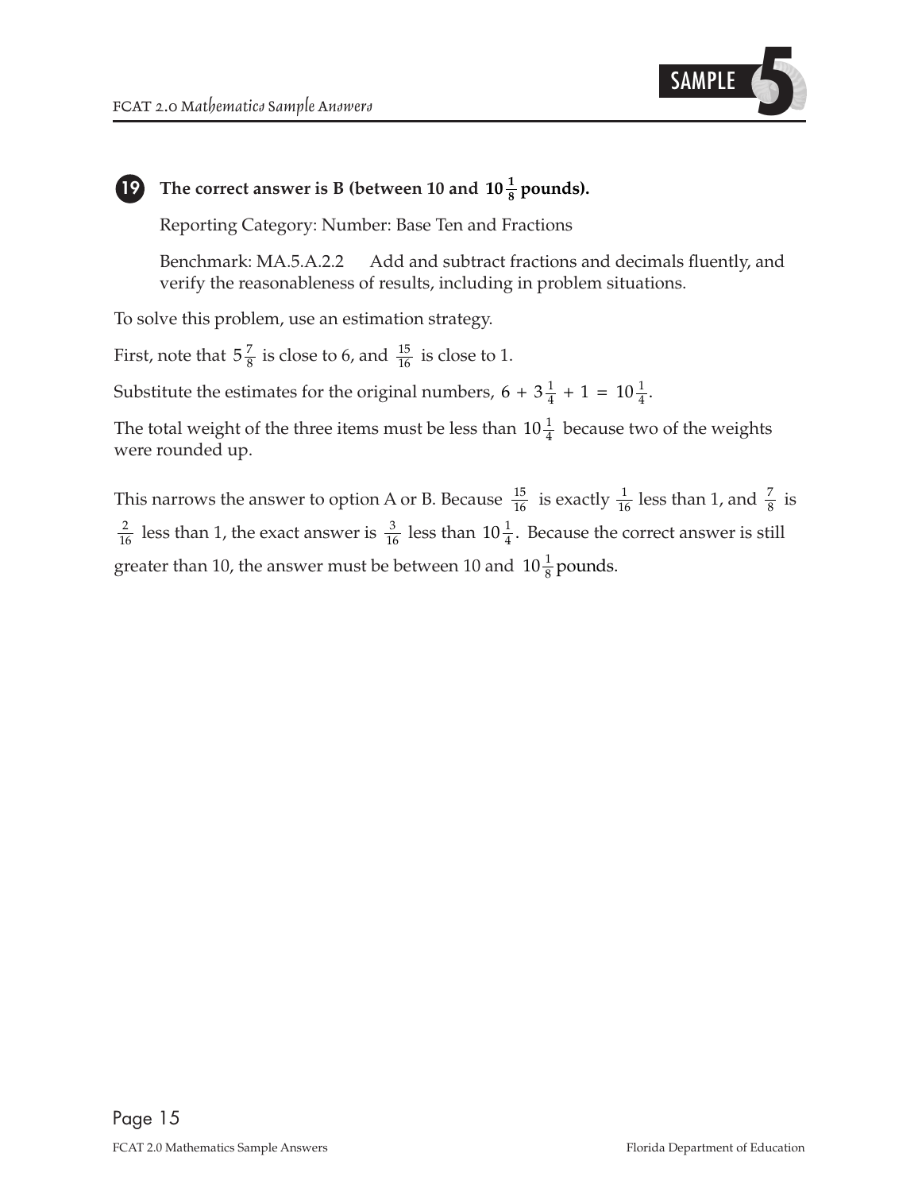**19 The correct answer is B (between 10 and $10\frac{1}{8}$ pounds).**

Reporting Category: Number: Base Ten and Fractions

Benchmark: MA.5.A.2.2 Add and subtract fractions and decimals fluently, and verify the reasonableness of results, including in problem situations.

To solve this problem, use an estimation strategy.

First, note that $5\frac{7}{8}$ is close to 6, and $\frac{15}{16}$ is close to 1.

Substitute the estimates for the original numbers, $6 + 3\frac{1}{4} + 1 = 10\frac{1}{4}$.

The total weight of the three items must be less than $10\frac{1}{4}$ because two of the weights were rounded up.

This narrows the answer to option A or B. Because $\frac{15}{16}$ is exactly $\frac{1}{16}$ less than 1, and $\frac{7}{8}$ is $\frac{2}{16}$ less than 1, the exact answer is $\frac{3}{16}$ less than $10\frac{1}{4}$. Because the correct answer is still greater than 10, the answer must be between 10 and $10\frac{1}{8}$ pounds.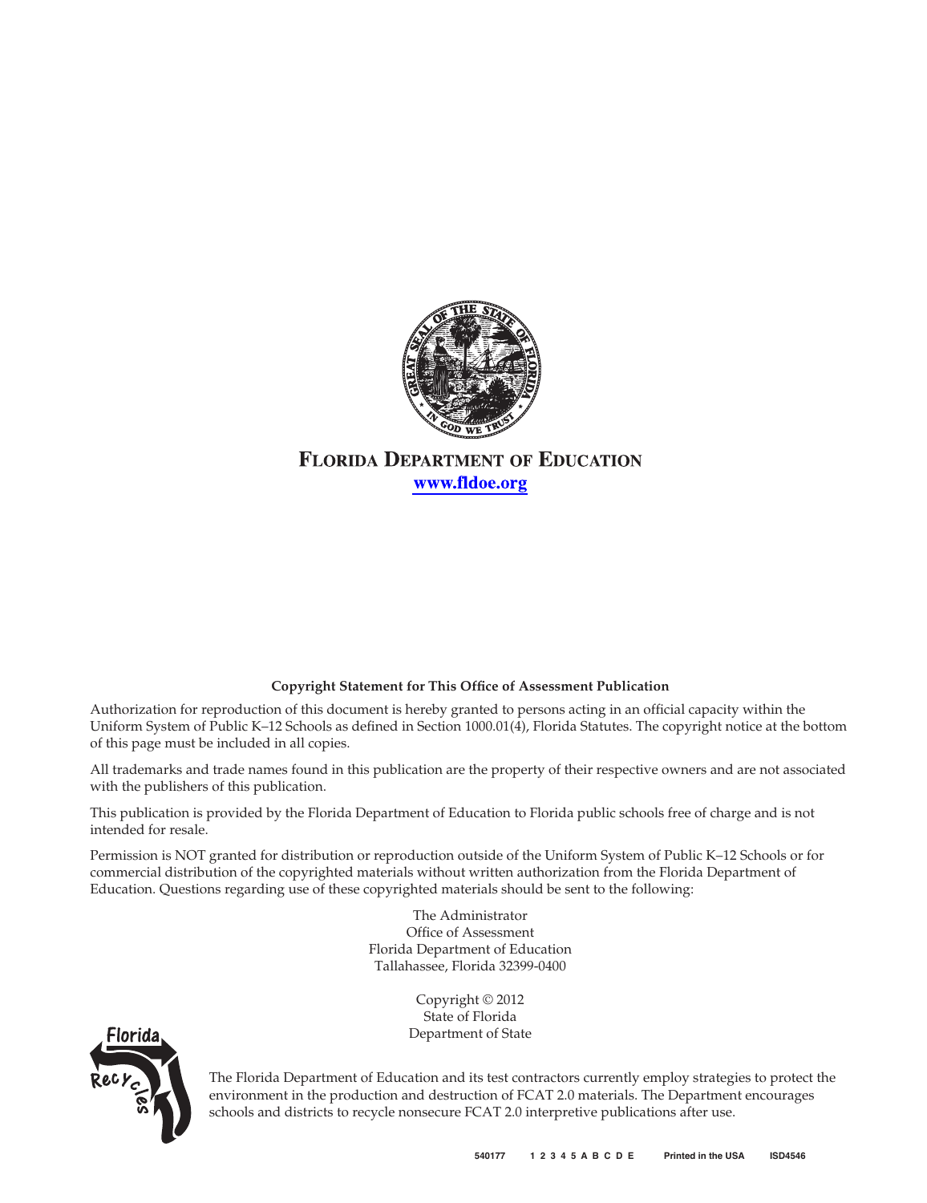**FLORIDA DEPARTMENT OF EDUCATION**
www.fldoe.org

**Copyright Statement for This Office of Assessment Publication**

Authorization for reproduction of this document is hereby granted to persons acting in an official capacity within the Uniform System of Public K–12 Schools as defined in Section 1000.01(4), Florida Statutes. The copyright notice at the bottom of this page must be included in all copies.

All trademarks and trade names found in this publication are the property of their respective owners and are not associated with the publishers of this publication.

This publication is provided by the Florida Department of Education to Florida public schools free of charge and is not intended for resale.

Permission is NOT granted for distribution or reproduction outside of the Uniform System of Public K–12 Schools or for commercial distribution of the copyrighted materials without written authorization from the Florida Department of Education. Questions regarding use of these copyrighted materials should be sent to the following:

The Administrator
Office of Assessment
Florida Department of Education
Tallahassee, Florida 32399-0400

Copyright © 2012
State of Florida
Department of State

The Florida Department of Education and its test contractors currently employ strategies to protect the environment in the production and destruction of FCAT 2.0 materials. The Department encourages schools and districts to recycle nonsecure FCAT 2.0 interpretive publications after use.

540177 1 2 3 4 5 A B C D E Printed in the USA ISD4546